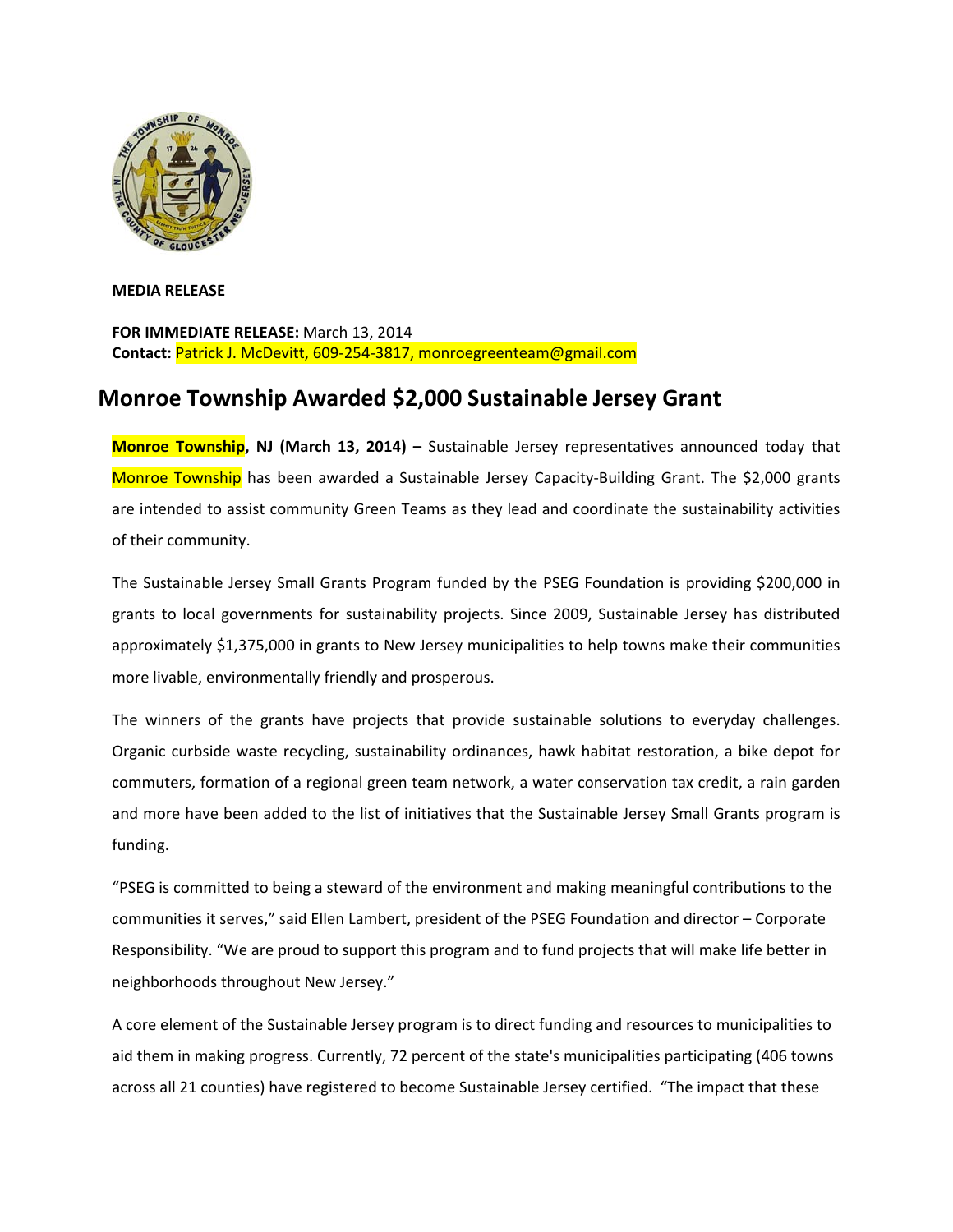**MEDIA RELEASE**

**FOR IMMEDIATE RELEASE:** March 13, 2014
**Contact:** Patrick J. McDevitt, 609-254-3817, monroegreenteam@gmail.com

# Monroe Township Awarded $2,000 Sustainable Jersey Grant

**Monroe Township, NJ (March 13, 2014) –** Sustainable Jersey representatives announced today that Monroe Township has been awarded a Sustainable Jersey Capacity-Building Grant. The $2,000 grants are intended to assist community Green Teams as they lead and coordinate the sustainability activities of their community.

The Sustainable Jersey Small Grants Program funded by the PSEG Foundation is providing $200,000 in grants to local governments for sustainability projects. Since 2009, Sustainable Jersey has distributed approximately $1,375,000 in grants to New Jersey municipalities to help towns make their communities more livable, environmentally friendly and prosperous.

The winners of the grants have projects that provide sustainable solutions to everyday challenges. Organic curbside waste recycling, sustainability ordinances, hawk habitat restoration, a bike depot for commuters, formation of a regional green team network, a water conservation tax credit, a rain garden and more have been added to the list of initiatives that the Sustainable Jersey Small Grants program is funding.

"PSEG is committed to being a steward of the environment and making meaningful contributions to the communities it serves," said Ellen Lambert, president of the PSEG Foundation and director – Corporate Responsibility. "We are proud to support this program and to fund projects that will make life better in neighborhoods throughout New Jersey."

A core element of the Sustainable Jersey program is to direct funding and resources to municipalities to aid them in making progress. Currently, 72 percent of the state's municipalities participating (406 towns across all 21 counties) have registered to become Sustainable Jersey certified. "The impact that these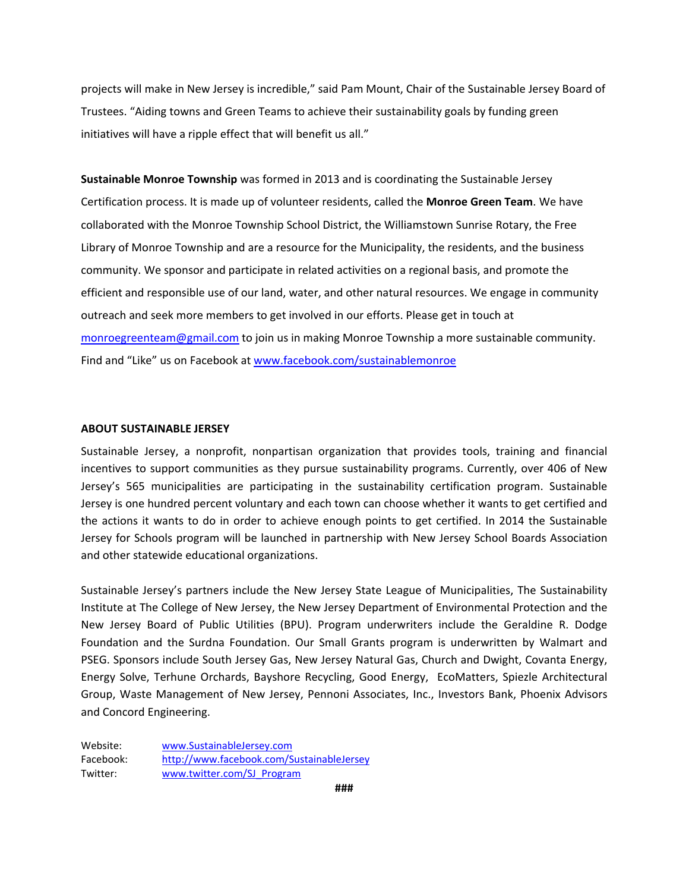projects will make in New Jersey is incredible," said Pam Mount, Chair of the Sustainable Jersey Board of Trustees. "Aiding towns and Green Teams to achieve their sustainability goals by funding green initiatives will have a ripple effect that will benefit us all."

**Sustainable Monroe Township** was formed in 2013 and is coordinating the Sustainable Jersey Certification process. It is made up of volunteer residents, called the **Monroe Green Team**. We have collaborated with the Monroe Township School District, the Williamstown Sunrise Rotary, the Free Library of Monroe Township and are a resource for the Municipality, the residents, and the business community. We sponsor and participate in related activities on a regional basis, and promote the efficient and responsible use of our land, water, and other natural resources. We engage in community outreach and seek more members to get involved in our efforts. Please get in touch at monroegreenteam@gmail.com to join us in making Monroe Township a more sustainable community. Find and "Like" us on Facebook at www.facebook.com/sustainablemonroe

**ABOUT SUSTAINABLE JERSEY**

Sustainable Jersey, a nonprofit, nonpartisan organization that provides tools, training and financial incentives to support communities as they pursue sustainability programs. Currently, over 406 of New Jersey's 565 municipalities are participating in the sustainability certification program. Sustainable Jersey is one hundred percent voluntary and each town can choose whether it wants to get certified and the actions it wants to do in order to achieve enough points to get certified. In 2014 the Sustainable Jersey for Schools program will be launched in partnership with New Jersey School Boards Association and other statewide educational organizations.

Sustainable Jersey's partners include the New Jersey State League of Municipalities, The Sustainability Institute at The College of New Jersey, the New Jersey Department of Environmental Protection and the New Jersey Board of Public Utilities (BPU). Program underwriters include the Geraldine R. Dodge Foundation and the Surdna Foundation. Our Small Grants program is underwritten by Walmart and PSEG. Sponsors include South Jersey Gas, New Jersey Natural Gas, Church and Dwight, Covanta Energy, Energy Solve, Terhune Orchards, Bayshore Recycling, Good Energy, EcoMatters, Spiezle Architectural Group, Waste Management of New Jersey, Pennoni Associates, Inc., Investors Bank, Phoenix Advisors and Concord Engineering.

Website: www.SustainableJersey.com
Facebook: http://www.facebook.com/SustainableJersey
Twitter: www.twitter.com/SJ_Program

###